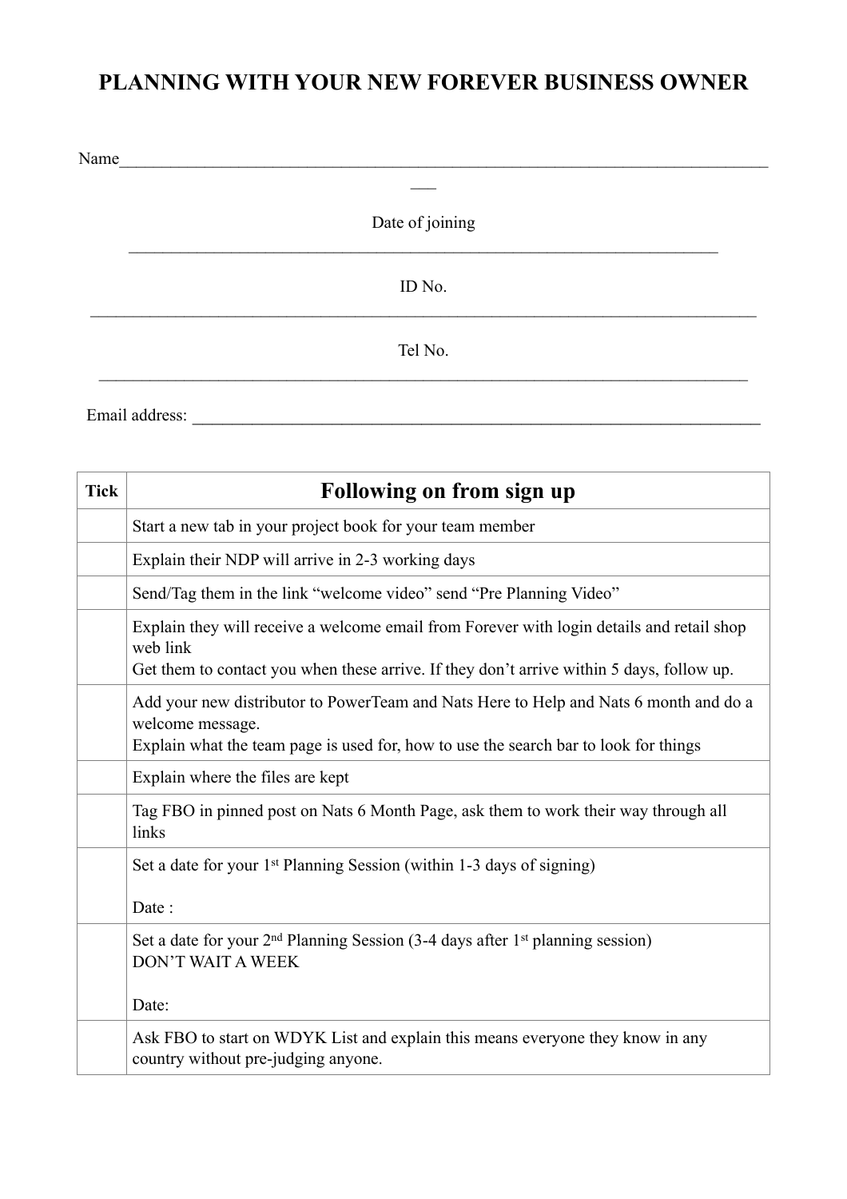# PLANNING WITH YOUR NEW FOREVER BUSINESS OWNER

Name\_\_\_\_\_\_\_\_\_\_\_\_\_\_\_\_\_\_\_\_\_\_\_\_\_\_\_\_\_\_\_\_\_\_\_\_\_\_\_\_\_\_\_\_\_\_\_\_\_\_\_\_\_\_\_\_\_\_\_\_\_\_\_\_\_\_\_\_\_\_\_\_\_\_\_\_

Date of joining \_\_\_\_\_\_\_\_\_\_\_\_\_\_\_\_\_\_\_\_\_\_\_\_\_\_\_\_\_\_\_\_\_\_\_\_\_\_\_\_\_\_\_\_\_\_\_\_\_\_\_\_\_\_\_\_\_\_\_\_\_\_\_\_

ID No. \_\_\_\_\_\_\_\_\_\_\_\_\_\_\_\_\_\_\_\_\_\_\_\_\_\_\_\_\_\_\_\_\_\_\_\_\_\_\_\_\_\_\_\_\_\_\_\_\_\_\_\_\_\_\_\_\_\_\_\_\_\_\_\_\_\_\_\_\_\_\_\_

Tel No. \_\_\_\_\_\_\_\_\_\_\_\_\_\_\_\_\_\_\_\_\_\_\_\_\_\_\_\_\_\_\_\_\_\_\_\_\_\_\_\_\_\_\_\_\_\_\_\_\_\_\_\_\_\_\_\_\_\_\_\_\_\_\_\_\_\_\_\_\_\_\_\_

Email address: \_\_\_\_\_\_\_\_\_\_\_\_\_\_\_\_\_\_\_\_\_\_\_\_\_\_\_\_\_\_\_\_\_\_\_\_\_\_\_\_\_\_\_\_\_\_\_\_\_\_\_\_\_\_\_\_\_\_\_\_\_\_

| Tick | Following on from sign up |
|---|---|
| | Start a new tab in your project book for your team member |
| | Explain their NDP will arrive in 2-3 working days |
| | Send/Tag them in the link "welcome video" send "Pre Planning Video" |
| | Explain they will receive a welcome email from Forever with login details and retail shop web link<br>Get them to contact you when these arrive. If they don't arrive within 5 days, follow up. |
| | Add your new distributor to PowerTeam and Nats Here to Help and Nats 6 month and do a welcome message.<br>Explain what the team page is used for, how to use the search bar to look for things |
| | Explain where the files are kept |
| | Tag FBO in pinned post on Nats 6 Month Page, ask them to work their way through all links |
| | Set a date for your 1st Planning Session (within 1-3 days of signing)<br><br>Date : |
| | Set a date for your 2nd Planning Session (3-4 days after 1st planning session)<br>DON'T WAIT A WEEK<br><br>Date: |
| | Ask FBO to start on WDYK List and explain this means everyone they know in any country without pre-judging anyone. |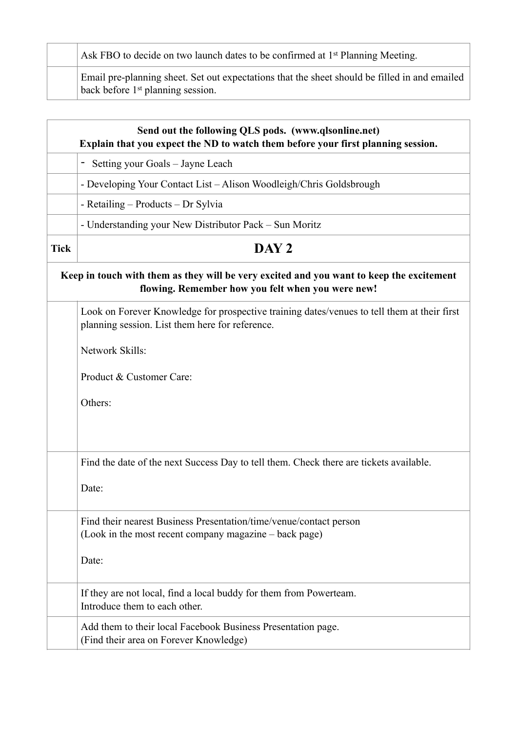| | |
|---|---|
| | Ask FBO to decide on two launch dates to be confirmed at 1st Planning Meeting. |
| | Email pre-planning sheet. Set out expectations that the sheet should be filled in and emailed back before 1st planning session. |

| | |
|---|---|
| **Send out the following QLS pods. (www.qlsonline.net) Explain that you expect the ND to watch them before your first planning session.** | |
| | - Setting your Goals – Jayne Leach |
| | - Developing Your Contact List – Alison Woodleigh/Chris Goldsbrough |
| | - Retailing – Products – Dr Sylvia |
| | - Understanding your New Distributor Pack – Sun Moritz |
| **Tick** | **DAY 2** |
| **Keep in touch with them as they will be very excited and you want to keep the excitement flowing. Remember how you felt when you were new!** | |
| | Look on Forever Knowledge for prospective training dates/venues to tell them at their first planning session. List them here for reference.<br><br>Network Skills:<br><br>Product & Customer Care:<br><br>Others: |
| | Find the date of the next Success Day to tell them. Check there are tickets available.<br><br>Date: |
| | Find their nearest Business Presentation/time/venue/contact person (Look in the most recent company magazine – back page)<br><br>Date: |
| | If they are not local, find a local buddy for them from Powerteam. Introduce them to each other. |
| | Add them to their local Facebook Business Presentation page. (Find their area on Forever Knowledge) |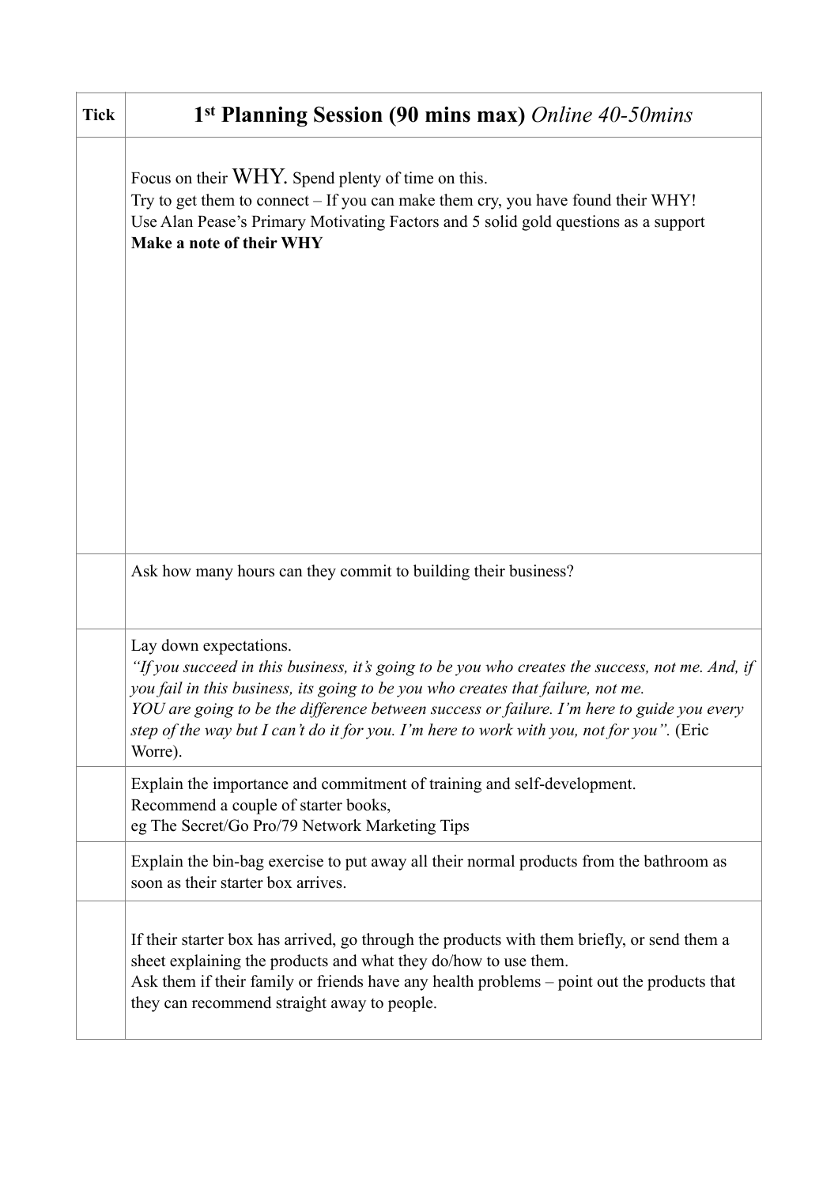| Tick | **1st Planning Session (90 mins max)** *Online 40-50mins* |
| --- | --- |
| | Focus on their WHY. Spend plenty of time on this.<br>Try to get them to connect – If you can make them cry, you have found their WHY!<br>Use Alan Pease's Primary Motivating Factors and 5 solid gold questions as a support<br>**Make a note of their WHY** |
| | Ask how many hours can they commit to building their business? |
| | Lay down expectations.<br>*"If you succeed in this business, it's going to be you who creates the success, not me. And, if you fail in this business, its going to be you who creates that failure, not me.*<br>*YOU are going to be the difference between success or failure. I'm here to guide you every step of the way but I can't do it for you. I'm here to work with you, not for you".* (Eric Worre). |
| | Explain the importance and commitment of training and self-development.<br>Recommend a couple of starter books,<br>eg The Secret/Go Pro/79 Network Marketing Tips |
| | Explain the bin-bag exercise to put away all their normal products from the bathroom as soon as their starter box arrives. |
| | If their starter box has arrived, go through the products with them briefly, or send them a sheet explaining the products and what they do/how to use them.<br>Ask them if their family or friends have any health problems – point out the products that they can recommend straight away to people. |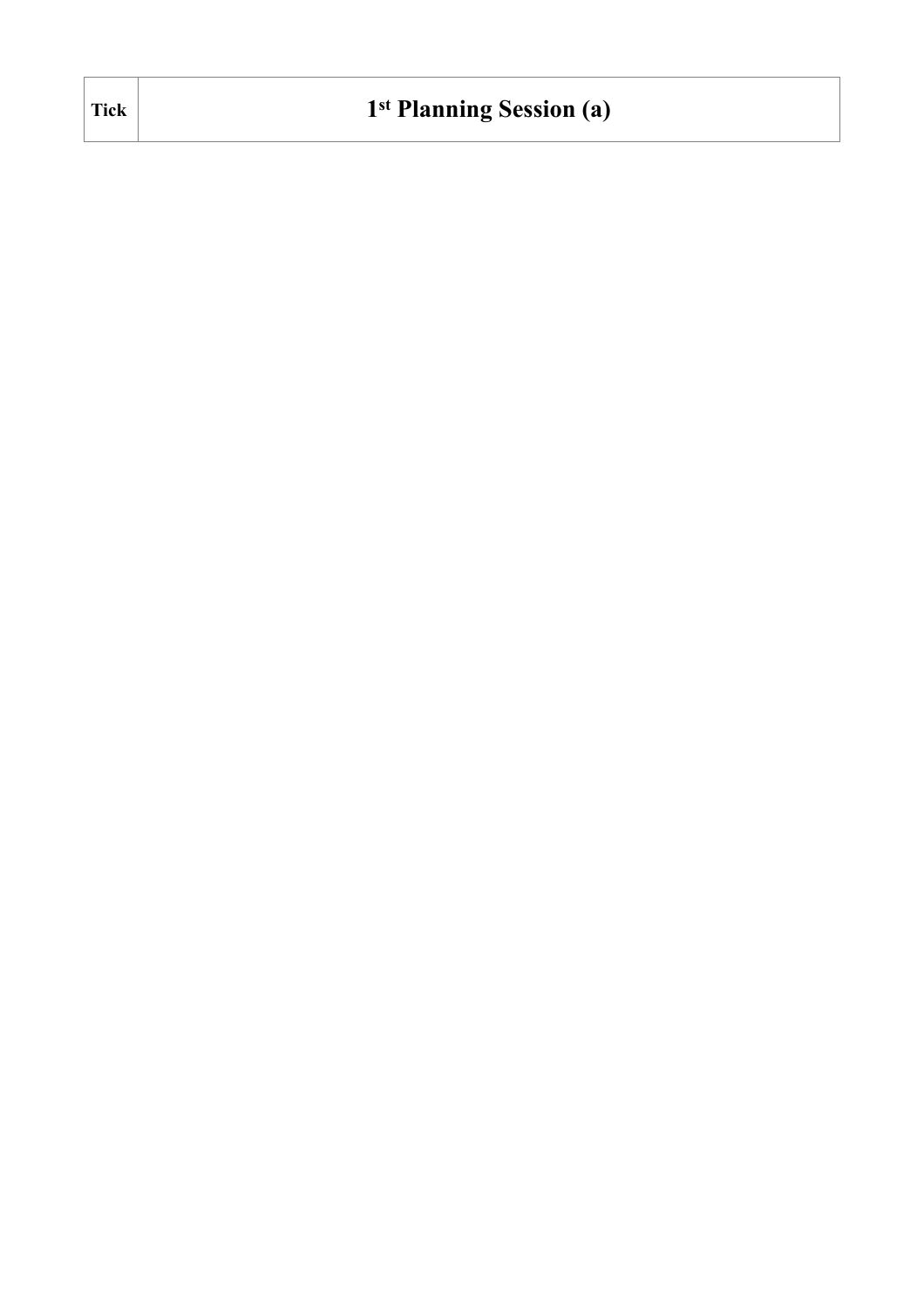| Tick | 1st Planning Session (a) |
| --- | --- |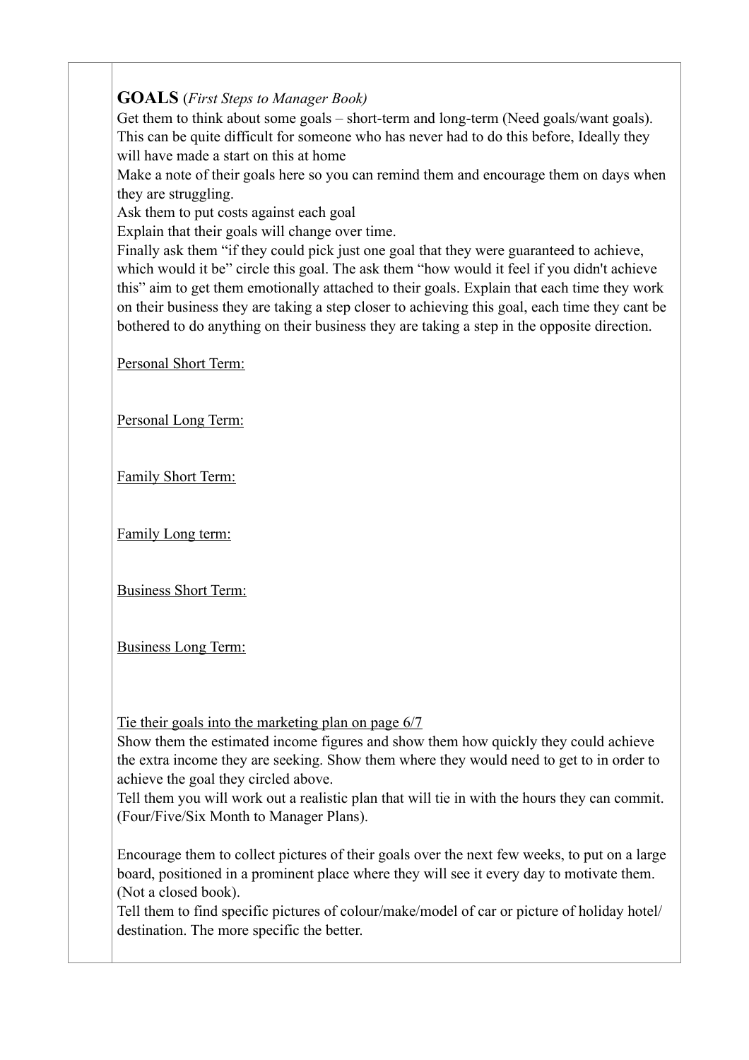**GOALS** (*First Steps to Manager Book)*

Get them to think about some goals – short-term and long-term (Need goals/want goals). This can be quite difficult for someone who has never had to do this before, Ideally they will have made a start on this at home

Make a note of their goals here so you can remind them and encourage them on days when they are struggling.

Ask them to put costs against each goal

Explain that their goals will change over time.

Finally ask them "if they could pick just one goal that they were guaranteed to achieve, which would it be" circle this goal. The ask them "how would it feel if you didn't achieve this" aim to get them emotionally attached to their goals. Explain that each time they work on their business they are taking a step closer to achieving this goal, each time they cant be bothered to do anything on their business they are taking a step in the opposite direction.

<u>Personal Short Term:</u>

<u>Personal Long Term:</u>

<u>Family Short Term:</u>

<u>Family Long term:</u>

<u>Business Short Term:</u>

<u>Business Long Term:</u>

<u>Tie their goals into the marketing plan on page 6/7</u>

Show them the estimated income figures and show them how quickly they could achieve the extra income they are seeking. Show them where they would need to get to in order to achieve the goal they circled above.

Tell them you will work out a realistic plan that will tie in with the hours they can commit. (Four/Five/Six Month to Manager Plans).

Encourage them to collect pictures of their goals over the next few weeks, to put on a large board, positioned in a prominent place where they will see it every day to motivate them. (Not a closed book).

Tell them to find specific pictures of colour/make/model of car or picture of holiday hotel/ destination. The more specific the better.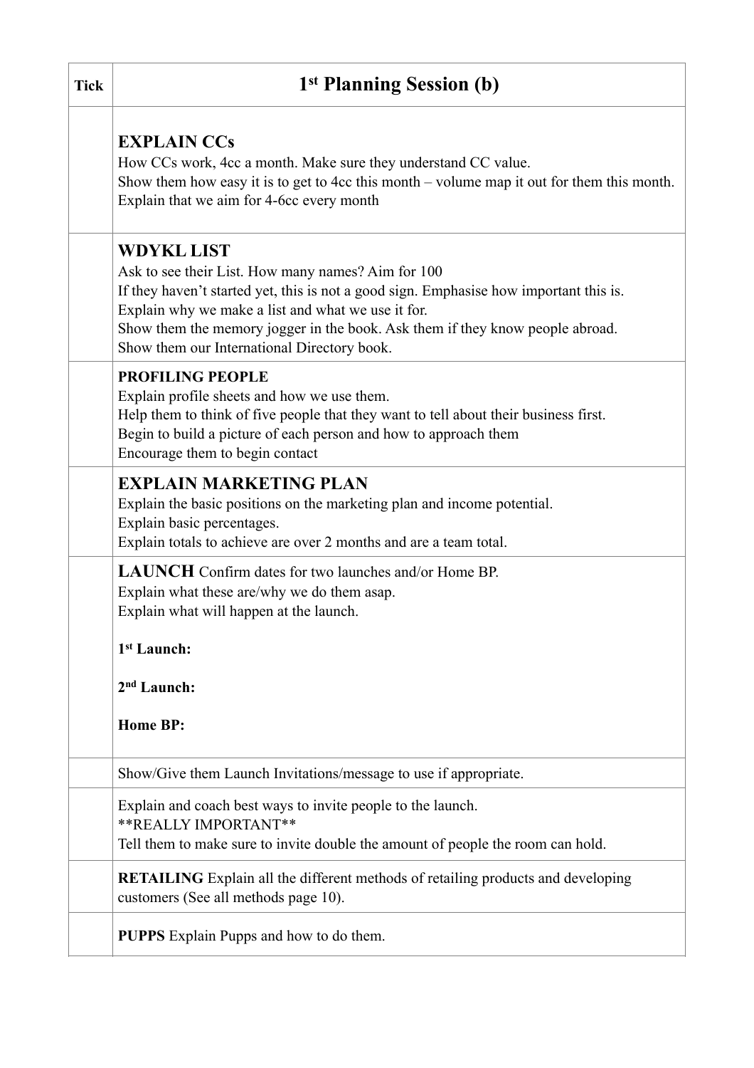| Tick | 1st Planning Session (b) |
|---|---|
| | **EXPLAIN CCs**<br>How CCs work, 4cc a month. Make sure they understand CC value.<br>Show them how easy it is to get to 4cc this month – volume map it out for them this month.<br>Explain that we aim for 4-6cc every month |
| | **WDYKL LIST**<br>Ask to see their List. How many names? Aim for 100<br>If they haven't started yet, this is not a good sign. Emphasise how important this is.<br>Explain why we make a list and what we use it for.<br>Show them the memory jogger in the book. Ask them if they know people abroad.<br>Show them our International Directory book. |
| | **PROFILING PEOPLE**<br>Explain profile sheets and how we use them.<br>Help them to think of five people that they want to tell about their business first.<br>Begin to build a picture of each person and how to approach them<br>Encourage them to begin contact |
| | **EXPLAIN MARKETING PLAN**<br>Explain the basic positions on the marketing plan and income potential.<br>Explain basic percentages.<br>Explain totals to achieve are over 2 months and are a team total. |
| | **LAUNCH** Confirm dates for two launches and/or Home BP.<br>Explain what these are/why we do them asap.<br>Explain what will happen at the launch.<br><br>**1st Launch:**<br><br>**2nd Launch:**<br><br>**Home BP:** |
| | Show/Give them Launch Invitations/message to use if appropriate. |
| | Explain and coach best ways to invite people to the launch.<br>**REALLY IMPORTANT**<br>Tell them to make sure to invite double the amount of people the room can hold. |
| | **RETAILING** Explain all the different methods of retailing products and developing customers (See all methods page 10). |
| | **PUPPS** Explain Pupps and how to do them. |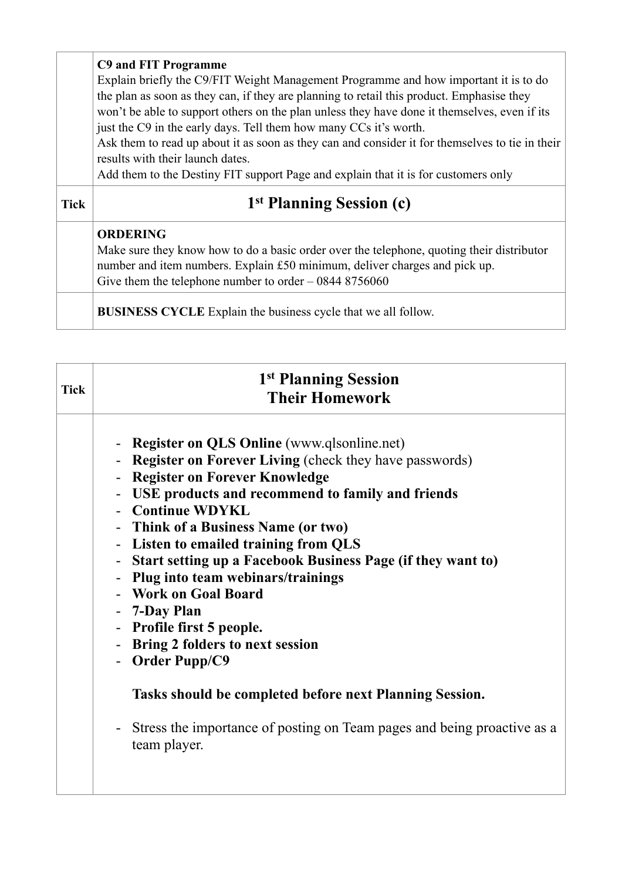| | **C9 and FIT Programme**<br>Explain briefly the C9/FIT Weight Management Programme and how important it is to do the plan as soon as they can, if they are planning to retail this product. Emphasise they won't be able to support others on the plan unless they have done it themselves, even if its just the C9 in the early days. Tell them how many CCs it's worth.<br>Ask them to read up about it as soon as they can and consider it for themselves to tie in their results with their launch dates.<br>Add them to the Destiny FIT support Page and explain that it is for customers only |
|---|---|
| **Tick** | **1st Planning Session (c)** |
| | **ORDERING**<br>Make sure they know how to do a basic order over the telephone, quoting their distributor number and item numbers. Explain £50 minimum, deliver charges and pick up.<br>Give them the telephone number to order – 0844 8756060 |
| | **BUSINESS CYCLE** Explain the business cycle that we all follow. |

| **Tick** | **1st Planning Session<br>Their Homework** |
|---|---|
| | - **Register on QLS Online** (www.qlsonline.net)<br>- **Register on Forever Living** (check they have passwords)<br>- **Register on Forever Knowledge**<br>- **USE products and recommend to family and friends**<br>- **Continue WDYKL**<br>- **Think of a Business Name (or two)**<br>- **Listen to emailed training from QLS**<br>- **Start setting up a Facebook Business Page (if they want to)**<br>- **Plug into team webinars/trainings**<br>- **Work on Goal Board**<br>- **7-Day Plan**<br>- **Profile first 5 people.**<br>- **Bring 2 folders to next session**<br>- **Order Pupp/C9**<br><br>**Tasks should be completed before next Planning Session.**<br><br>- Stress the importance of posting on Team pages and being proactive as a team player. |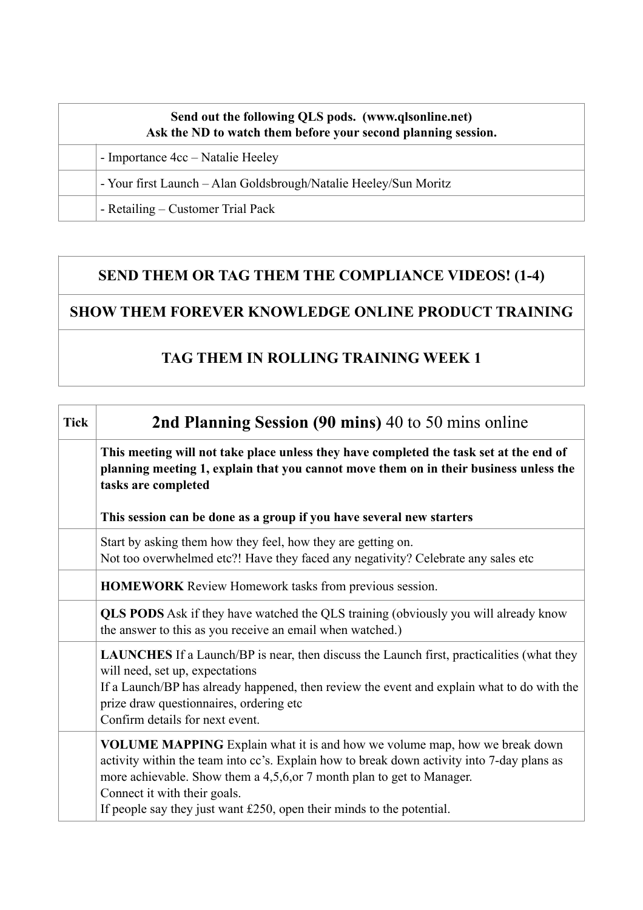| Send out the following QLS pods. (www.qlsonline.net)<br>Ask the ND to watch them before your second planning session. | |
|---|---|
| | - Importance 4cc – Natalie Heeley |
| | - Your first Launch – Alan Goldsbrough/Natalie Heeley/Sun Moritz |
| | - Retailing – Customer Trial Pack |

| SEND THEM OR TAG THEM THE COMPLIANCE VIDEOS! (1-4) |
|---|
| **SHOW THEM FOREVER KNOWLEDGE ONLINE PRODUCT TRAINING** |
| **TAG THEM IN ROLLING TRAINING WEEK 1** |

| Tick | **2nd Planning Session (90 mins)** 40 to 50 mins online |
|---|---|
| | **This meeting will not take place unless they have completed the task set at the end of planning meeting 1, explain that you cannot move them on in their business unless the tasks are completed**<br><br>**This session can be done as a group if you have several new starters** |
| | Start by asking them how they feel, how they are getting on.<br>Not too overwhelmed etc?! Have they faced any negativity? Celebrate any sales etc |
| | **HOMEWORK** Review Homework tasks from previous session. |
| | **QLS PODS** Ask if they have watched the QLS training (obviously you will already know the answer to this as you receive an email when watched.) |
| | **LAUNCHES** If a Launch/BP is near, then discuss the Launch first, practicalities (what they will need, set up, expectations<br>If a Launch/BP has already happened, then review the event and explain what to do with the prize draw questionnaires, ordering etc<br>Confirm details for next event. |
| | **VOLUME MAPPING** Explain what it is and how we volume map, how we break down activity within the team into cc's. Explain how to break down activity into 7-day plans as more achievable. Show them a 4,5,6,or 7 month plan to get to Manager.<br>Connect it with their goals.<br>If people say they just want £250, open their minds to the potential. |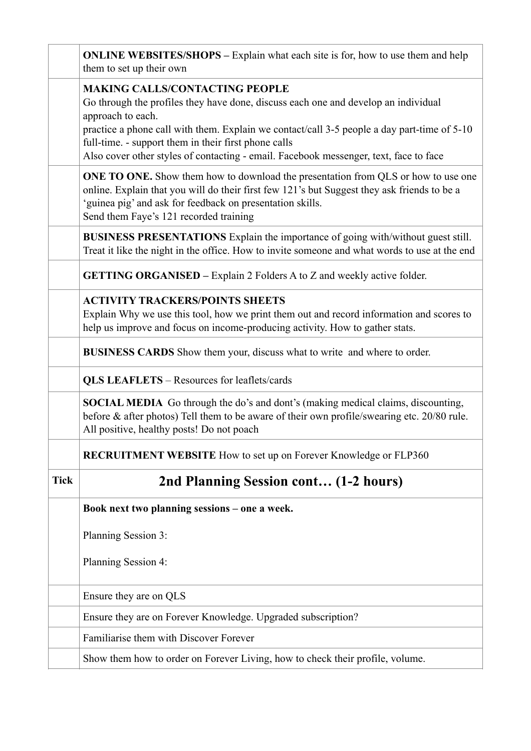| | |
|---|---|
| | **ONLINE WEBSITES/SHOPS –** Explain what each site is for, how to use them and help them to set up their own |
| | **MAKING CALLS/CONTACTING PEOPLE**<br>Go through the profiles they have done, discuss each one and develop an individual approach to each.<br>practice a phone call with them. Explain we contact/call 3-5 people a day part-time of 5-10 full-time. - support them in their first phone calls<br>Also cover other styles of contacting - email. Facebook messenger, text, face to face |
| | **ONE TO ONE.** Show them how to download the presentation from QLS or how to use one online. Explain that you will do their first few 121's but Suggest they ask friends to be a 'guinea pig' and ask for feedback on presentation skills.<br>Send them Faye's 121 recorded training |
| | **BUSINESS PRESENTATIONS** Explain the importance of going with/without guest still. Treat it like the night in the office. How to invite someone and what words to use at the end |
| | **GETTING ORGANISED –** Explain 2 Folders A to Z and weekly active folder. |
| | **ACTIVITY TRACKERS/POINTS SHEETS**<br>Explain Why we use this tool, how we print them out and record information and scores to help us improve and focus on income-producing activity. How to gather stats. |
| | **BUSINESS CARDS** Show them your, discuss what to write and where to order. |
| | **QLS LEAFLETS** – Resources for leaflets/cards |
| | **SOCIAL MEDIA** Go through the do's and dont's (making medical claims, discounting, before & after photos) Tell them to be aware of their own profile/swearing etc. 20/80 rule. All positive, healthy posts! Do not poach |
| | **RECRUITMENT WEBSITE** How to set up on Forever Knowledge or FLP360 |
| **Tick** | **2nd Planning Session cont… (1-2 hours)** |
| | **Book next two planning sessions – one a week.**<br><br>Planning Session 3:<br><br>Planning Session 4: |
| | Ensure they are on QLS |
| | Ensure they are on Forever Knowledge. Upgraded subscription? |
| | Familiarise them with Discover Forever |
| | Show them how to order on Forever Living, how to check their profile, volume. |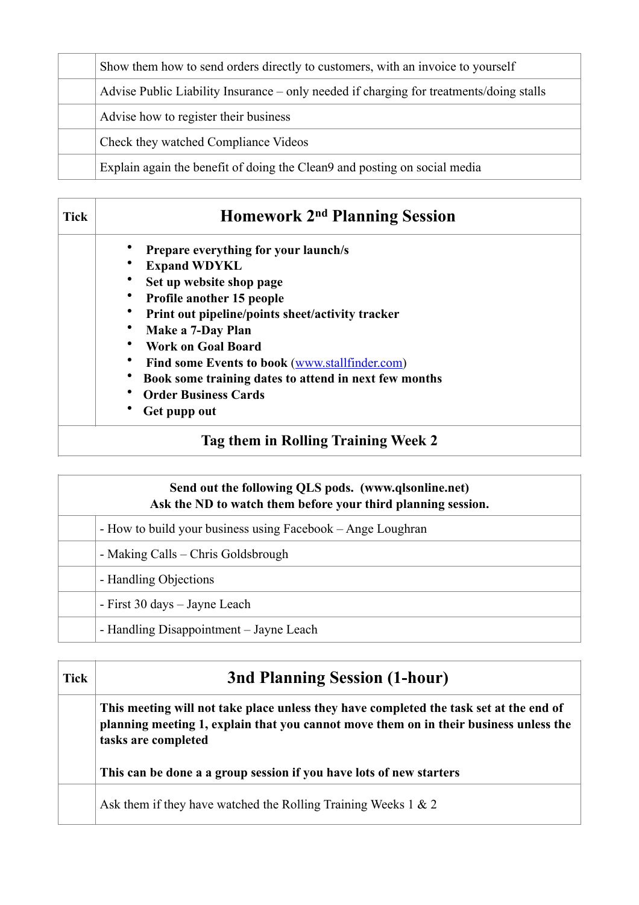| | |
|---|---|
| | Show them how to send orders directly to customers, with an invoice to yourself |
| | Advise Public Liability Insurance – only needed if charging for treatments/doing stalls |
| | Advise how to register their business |
| | Check they watched Compliance Videos |
| | Explain again the benefit of doing the Clean9 and posting on social media |

| Tick | Homework 2nd Planning Session |
|---|---|
| | • **Prepare everything for your launch/s**<br>• **Expand WDYKL**<br>• **Set up website shop page**<br>• **Profile another 15 people**<br>• **Print out pipeline/points sheet/activity tracker**<br>• **Make a 7-Day Plan**<br>• **Work on Goal Board**<br>• **Find some Events to book** (www.stallfinder.com)<br>• **Book some training dates to attend in next few months**<br>• **Order Business Cards**<br>• **Get pupp out** |
| **Tag them in Rolling Training Week 2** | |

| **Send out the following QLS pods. (www.qlsonline.net)<br>Ask the ND to watch them before your third planning session.** | |
|---|---|
| | - How to build your business using Facebook – Ange Loughran |
| | - Making Calls – Chris Goldsbrough |
| | - Handling Objections |
| | - First 30 days – Jayne Leach |
| | - Handling Disappointment – Jayne Leach |

| Tick | 3nd Planning Session (1-hour) |
|---|---|
| | **This meeting will not take place unless they have completed the task set at the end of planning meeting 1, explain that you cannot move them on in their business unless the tasks are completed**<br><br>**This can be done a a group session if you have lots of new starters** |
| | Ask them if they have watched the Rolling Training Weeks 1 & 2 |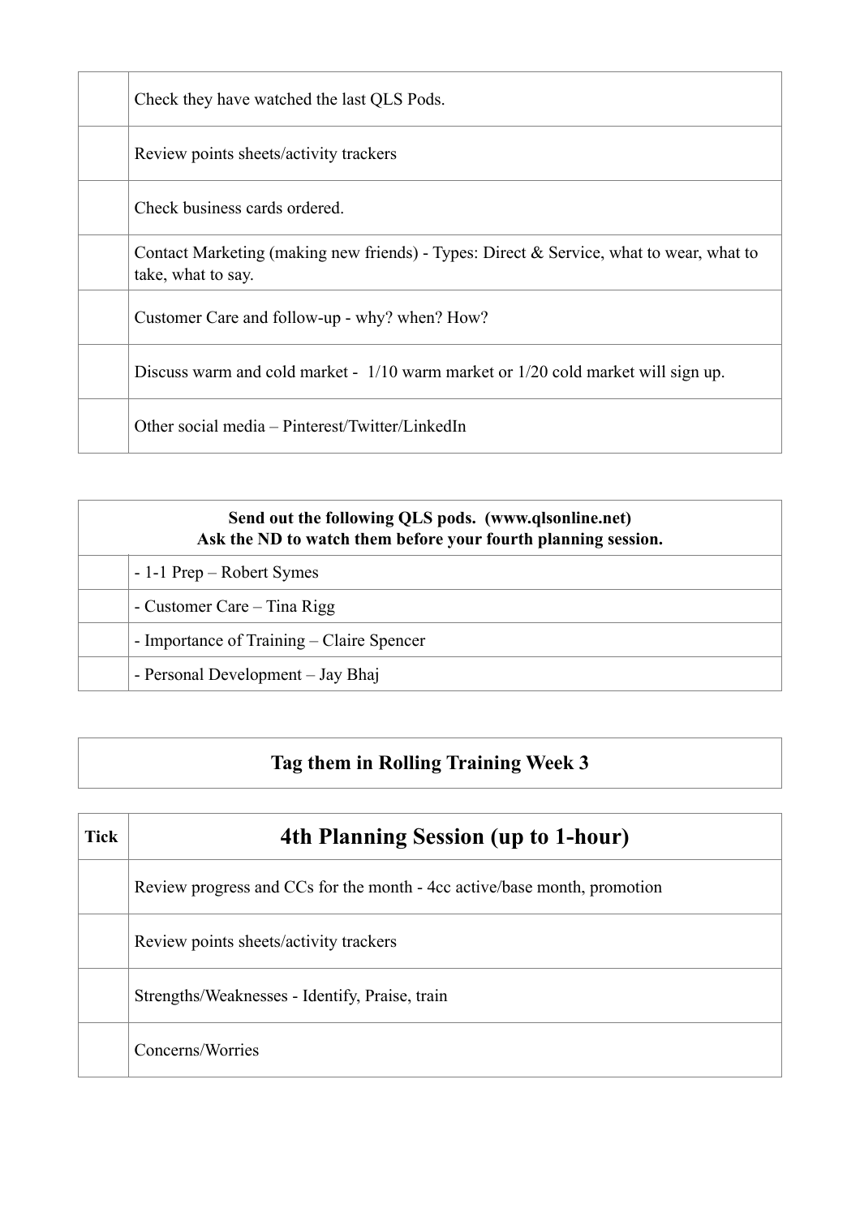| | |
|---|---|
| | Check they have watched the last QLS Pods. |
| | Review points sheets/activity trackers |
| | Check business cards ordered. |
| | Contact Marketing (making new friends) - Types: Direct & Service, what to wear, what to take, what to say. |
| | Customer Care and follow-up - why? when? How? |
| | Discuss warm and cold market - 1/10 warm market or 1/20 cold market will sign up. |
| | Other social media – Pinterest/Twitter/LinkedIn |

| **Send out the following QLS pods. (www.qlsonline.net) Ask the ND to watch them before your fourth planning session.** | |
|---|---|
| | - 1-1 Prep – Robert Symes |
| | - Customer Care – Tina Rigg |
| | - Importance of Training – Claire Spencer |
| | - Personal Development – Jay Bhaj |

**Tag them in Rolling Training Week 3**

| Tick | 4th Planning Session (up to 1-hour) |
|---|---|
| | Review progress and CCs for the month - 4cc active/base month, promotion |
| | Review points sheets/activity trackers |
| | Strengths/Weaknesses - Identify, Praise, train |
| | Concerns/Worries |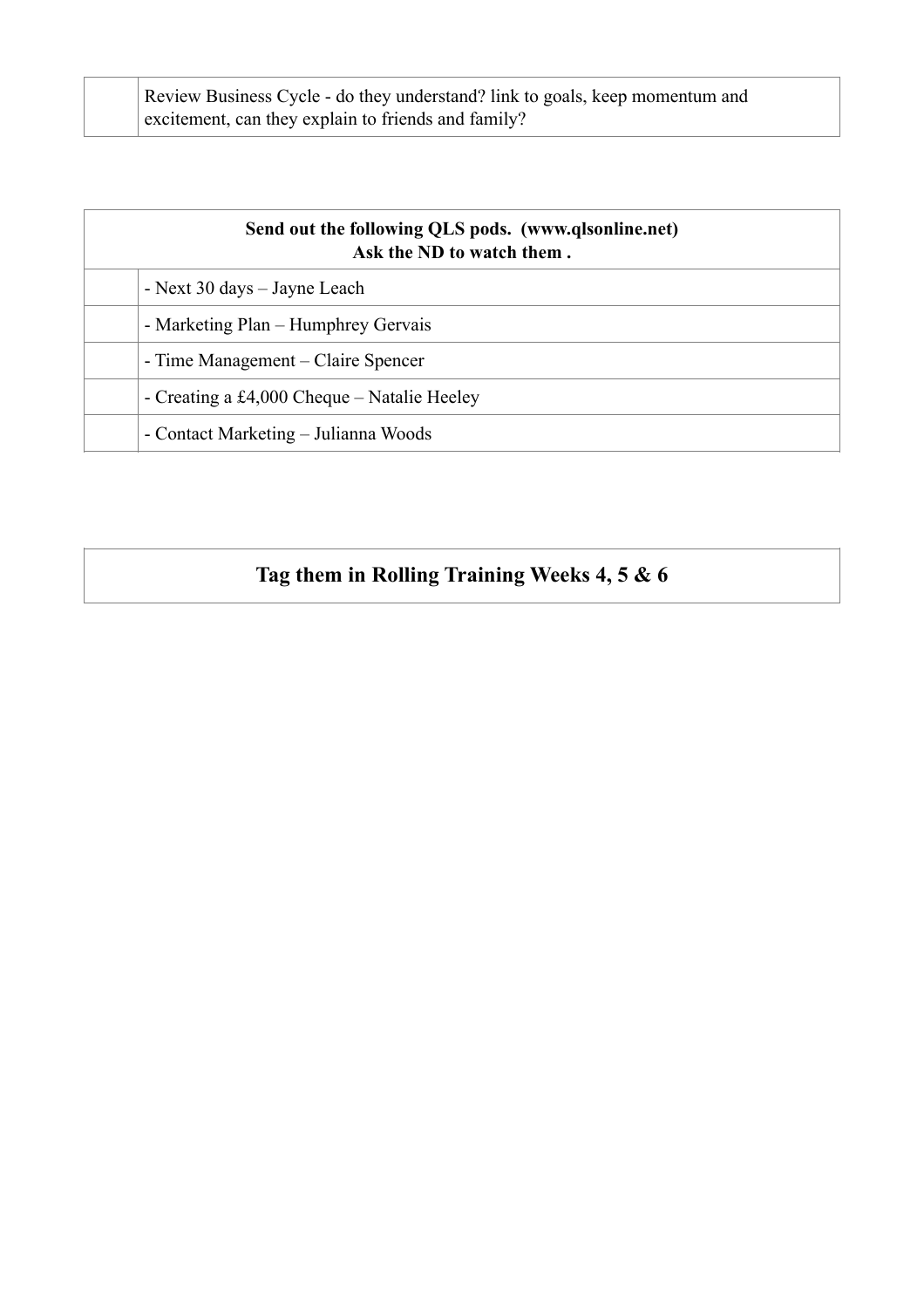| | |
|---|---|
| | Review Business Cycle - do they understand? link to goals, keep momentum and excitement, can they explain to friends and family? |

| **Send out the following QLS pods. (www.qlsonline.net)<br>Ask the ND to watch them .** | |
|---|---|
| | - Next 30 days – Jayne Leach |
| | - Marketing Plan – Humphrey Gervais |
| | - Time Management – Claire Spencer |
| | - Creating a £4,000 Cheque – Natalie Heeley |
| | - Contact Marketing – Julianna Woods |

## Tag them in Rolling Training Weeks 4, 5 & 6